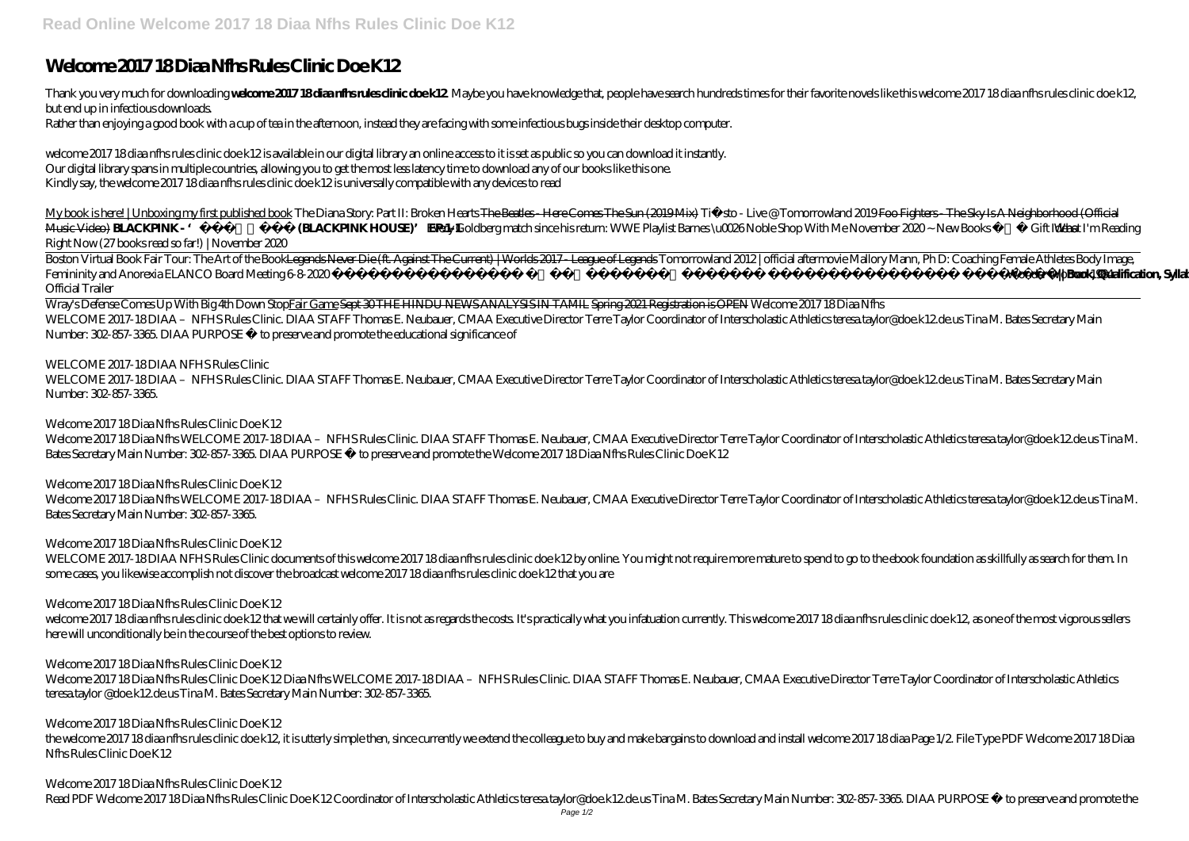# Welcome 2017 18 Diaa Nfhs Rules Clinic Doe K12

Thank you very much for downloading **welcome 2017 18 diaa nfhs rules clinic doe k12**. Maybe you have knowledge that, people have search hundreds times for their favorite novels like this welcome 2017 18 diaa nfhs rules clinic doe k12, but end up in infectious downloads.

Rather than enjoying a good book with a cup of tea in the afternoon, instead they are facing with some infectious bugs inside their desktop computer.

welcome 2017 18 diaa nfhs rules clinic doe k12 is available in our digital library an online access to it is set as public so you can download it instantly.

Our digital library spans in multiple countries, allowing you to get the most less latency time to download any of our books like this one.

Kindly say, the welcome 2017 18 diaa nfhs rules clinic doe k12 is universally compatible with any devices to read

My book is here! | Unboxing my first published book *The Diana Story: Part II: Broken Hearts* The Beatles - Here Comes The Sun (2019 Mix) *Tiësto - Live @ Tomorrowland 2019* Foo Fighters - The Sky Is A Neighborhood (Official Music Video) **BLACKPINK - '블핑하우스 (BLACKPINK HOUSE)' EP.1-1** *Every Goldberg match since his return: WWE Playlist* *Barnes \u0026 Noble Shop With Me November 2020 ~ New Books + Gift Ideas* *What I'm Reading Right Now (27 books read so far!) | November 2020*

Boston Virtual Book Fair Tour: The Art of the Book Legends Never Die (ft. Against The Current) | Worlds 2017 - League of Legends *Tomorrowland 2012 | official aftermovie* *Mallory Mann, Ph D: Coaching Female Athletes Body Image, Femininity and Anorexia* *ELANCO Board Meeting 6-8-2020* **Wonder | Official Trailer** **Up Board Qualification, Syllabus**

Wray's Defense Comes Up With Big 4th Down Stop Fair Game Sept 30 THE HINDU NEWS ANALYSIS IN TAMIL Spring 2021 Registration is OPEN *Welcome 2017 18 Diaa Nfhs*

WELCOME 2017-18 DIAA – NFHS Rules Clinic. DIAA STAFF Thomas E. Neubauer, CMAA Executive Director Terre Taylor Coordinator of Interscholastic Athletics teresa.taylor@doe.k12.de.us Tina M. Bates Secretary Main Number: 302-857-3365. DIAA PURPOSE • to preserve and promote the educational significance of

*WELCOME 2017-18 DIAA NFHS Rules Clinic*

WELCOME 2017-18 DIAA – NFHS Rules Clinic. DIAA STAFF Thomas E. Neubauer, CMAA Executive Director Terre Taylor Coordinator of Interscholastic Athletics teresa.taylor@doe.k12.de.us Tina M. Bates Secretary Main Number: 302-857-3365.

*Welcome 2017 18 Diaa Nfhs Rules Clinic Doe K12*

Welcome 2017 18 Diaa Nfhs WELCOME 2017-18 DIAA – NFHS Rules Clinic. DIAA STAFF Thomas E. Neubauer, CMAA Executive Director Terre Taylor Coordinator of Interscholastic Athletics teresa.taylor@doe.k12.de.us Tina M. Bates Secretary Main Number: 302-857-3365. DIAA PURPOSE • to preserve and promote the Welcome 2017 18 Diaa Nfhs Rules Clinic Doe K12

*Welcome 2017 18 Diaa Nfhs Rules Clinic Doe K12*

Welcome 2017 18 Diaa Nfhs WELCOME 2017-18 DIAA – NFHS Rules Clinic. DIAA STAFF Thomas E. Neubauer, CMAA Executive Director Terre Taylor Coordinator of Interscholastic Athletics teresa.taylor@doe.k12.de.us Tina M. Bates Secretary Main Number: 302-857-3365.

*Welcome 2017 18 Diaa Nfhs Rules Clinic Doe K12*

WELCOME 2017-18 DIAA NFHS Rules Clinic documents of this welcome 2017 18 diaa nfhs rules clinic doe k12 by online. You might not require more mature to spend to go to the ebook foundation as skillfully as search for them. In some cases, you likewise accomplish not discover the broadcast welcome 2017 18 diaa nfhs rules clinic doe k12 that you are

*Welcome 2017 18 Diaa Nfhs Rules Clinic Doe K12*

welcome 2017 18 diaa nfhs rules clinic doe k12 that we will certainly offer. It is not as regards the costs. It's practically what you infatuation currently. This welcome 2017 18 diaa nfhs rules clinic doe k12, as one of the most vigorous sellers here will unconditionally be in the course of the best options to review.

*Welcome 2017 18 Diaa Nfhs Rules Clinic Doe K12*

Welcome 2017 18 Diaa Nfhs Rules Clinic Doe K12 Diaa Nfhs WELCOME 2017-18 DIAA – NFHS Rules Clinic. DIAA STAFF Thomas E. Neubauer, CMAA Executive Director Terre Taylor Coordinator of Interscholastic Athletics teresa.taylor@doe.k12.de.us Tina M. Bates Secretary Main Number: 302-857-3365.

*Welcome 2017 18 Diaa Nfhs Rules Clinic Doe K12*

the welcome 2017 18 diaa nfhs rules clinic doe k12, it is utterly simple then, since currently we extend the colleague to buy and make bargains to download and install welcome 2017 18 diaa Page 1/2. File Type PDF Welcome 2017 18 Diaa Nfhs Rules Clinic Doe K12

*Welcome 2017 18 Diaa Nfhs Rules Clinic Doe K12*

Read PDF Welcome 2017 18 Diaa Nfhs Rules Clinic Doe K12 Coordinator of Interscholastic Athletics teresa.taylor@doe.k12.de.us Tina M. Bates Secretary Main Number: 302-857-3365. DIAA PURPOSE • to preserve and promote the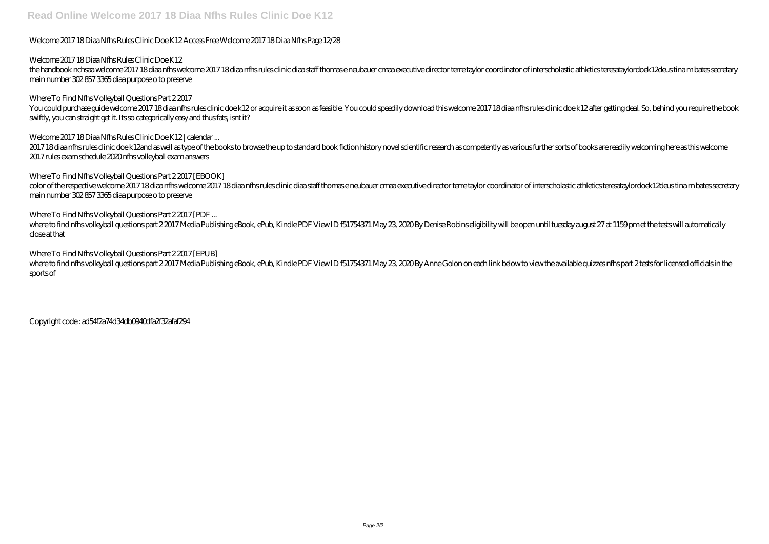Welcome 2017 18 Diaa Nfhs Rules Clinic Doe K12 Access Free Welcome 2017 18 Diaa Nfhs Page 12/28

Welcome 2017 18 Diaa Nfhs Rules Clinic Doe K12

the handbook nchsaa welcome 2017 18 diaa nfhs welcome 2017 18 diaa nfhs rules clinic diaa staff thomas e neubauer cmaa executive director terre taylor coordinator of interscholastic athletics teresataylordoek12deus tina m bates secretary main number 302 857 3365 diaa purpose o to preserve

Where To Find Nfhs Volleyball Questions Part 2 2017

You could purchase guide welcome 2017 18 diaa nfhs rules clinic doe k12 or acquire it as soon as feasible. You could speedily download this welcome 2017 18 diaa nfhs rules clinic doe k12 after getting deal. So, behind you require the book swiftly, you can straight get it. Its so categorically easy and thus fats, isnt it?

Welcome 2017 18 Diaa Nfhs Rules Clinic Doe K12 | calendar ...

2017 18 diaa nfhs rules clinic doe k12and as well as type of the books to browse the up to standard book fiction history novel scientific research as competently as various further sorts of books are readily welcoming here as this welcome 2017 rules exam schedule 2020 nfhs volleyball exam answers

Where To Find Nfhs Volleyball Questions Part 2 2017 [EBOOK]

color of the respective welcome 2017 18 diaa nfhs welcome 2017 18 diaa nfhs rules clinic diaa staff thomas e neubauer cmaa executive director terre taylor coordinator of interscholastic athletics teresataylordoek12deus tina m bates secretary main number 302 857 3365 diaa purpose o to preserve

Where To Find Nfhs Volleyball Questions Part 2 2017 [PDF ...

where to find nfhs volleyball questions part 2 2017 Media Publishing eBook, ePub, Kindle PDF View ID f51754371 May 23, 2020 By Denise Robins eligibility will be open until tuesday august 27 at 1159 pm et the tests will automatically close at that

Where To Find Nfhs Volleyball Questions Part 2 2017 [EPUB]

where to find nfhs volleyball questions part 2 2017 Media Publishing eBook, ePub, Kindle PDF View ID f51754371 May 23, 2020 By Anne Golon on each link below to view the available quizzes nfhs part 2 tests for licensed officials in the sports of

Copyright code : ad54f2a74d34db0940dfa2f32afaf294